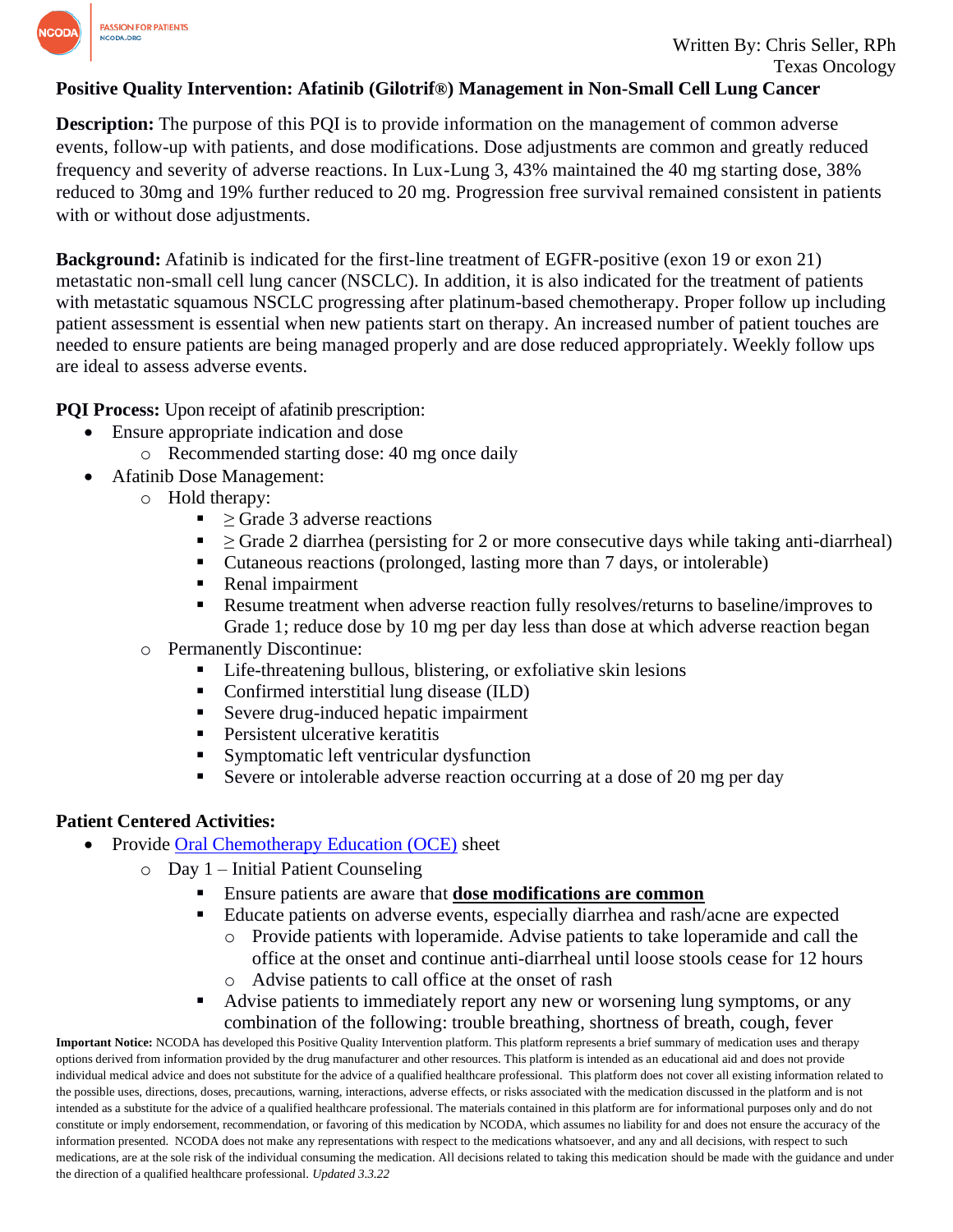Written By: Chris Seller, RPh
Texas Oncology

# Positive Quality Intervention: Afatinib (Gilotrif®) Management in Non-Small Cell Lung Cancer

**Description:** The purpose of this PQI is to provide information on the management of common adverse events, follow-up with patients, and dose modifications. Dose adjustments are common and greatly reduced frequency and severity of adverse reactions. In Lux-Lung 3, 43% maintained the 40 mg starting dose, 38% reduced to 30mg and 19% further reduced to 20 mg. Progression free survival remained consistent in patients with or without dose adjustments.

**Background:** Afatinib is indicated for the first-line treatment of EGFR-positive (exon 19 or exon 21) metastatic non-small cell lung cancer (NSCLC). In addition, it is also indicated for the treatment of patients with metastatic squamous NSCLC progressing after platinum-based chemotherapy. Proper follow up including patient assessment is essential when new patients start on therapy. An increased number of patient touches are needed to ensure patients are being managed properly and are dose reduced appropriately. Weekly follow ups are ideal to assess adverse events.

**PQI Process:** Upon receipt of afatinib prescription:

- Ensure appropriate indication and dose
  - Recommended starting dose: 40 mg once daily
- Afatinib Dose Management:
  - Hold therapy:
    - ≥ Grade 3 adverse reactions
    - ≥ Grade 2 diarrhea (persisting for 2 or more consecutive days while taking anti-diarrheal)
    - Cutaneous reactions (prolonged, lasting more than 7 days, or intolerable)
    - Renal impairment
    - Resume treatment when adverse reaction fully resolves/returns to baseline/improves to Grade 1; reduce dose by 10 mg per day less than dose at which adverse reaction began
  - Permanently Discontinue:
    - Life-threatening bullous, blistering, or exfoliative skin lesions
    - Confirmed interstitial lung disease (ILD)
    - Severe drug-induced hepatic impairment
    - Persistent ulcerative keratitis
    - Symptomatic left ventricular dysfunction
    - Severe or intolerable adverse reaction occurring at a dose of 20 mg per day

**Patient Centered Activities:**

- Provide [Oral Chemotherapy Education (OCE)]() sheet
  - Day 1 – Initial Patient Counseling
    - Ensure patients are aware that **<u>dose modifications are common</u>**
    - Educate patients on adverse events, especially diarrhea and rash/acne are expected
      - Provide patients with loperamide. Advise patients to take loperamide and call the office at the onset and continue anti-diarrheal until loose stools cease for 12 hours
      - Advise patients to call office at the onset of rash
    - Advise patients to immediately report any new or worsening lung symptoms, or any combination of the following: trouble breathing, shortness of breath, cough, fever

**Important Notice:** NCODA has developed this Positive Quality Intervention platform. This platform represents a brief summary of medication uses and therapy options derived from information provided by the drug manufacturer and other resources. This platform is intended as an educational aid and does not provide individual medical advice and does not substitute for the advice of a qualified healthcare professional. This platform does not cover all existing information related to the possible uses, directions, doses, precautions, warning, interactions, adverse effects, or risks associated with the medication discussed in the platform and is not intended as a substitute for the advice of a qualified healthcare professional. The materials contained in this platform are for informational purposes only and do not constitute or imply endorsement, recommendation, or favoring of this medication by NCODA, which assumes no liability for and does not ensure the accuracy of the information presented. NCODA does not make any representations with respect to the medications whatsoever, and any and all decisions, with respect to such medications, are at the sole risk of the individual consuming the medication. All decisions related to taking this medication should be made with the guidance and under the direction of a qualified healthcare professional. *Updated 3.3.22*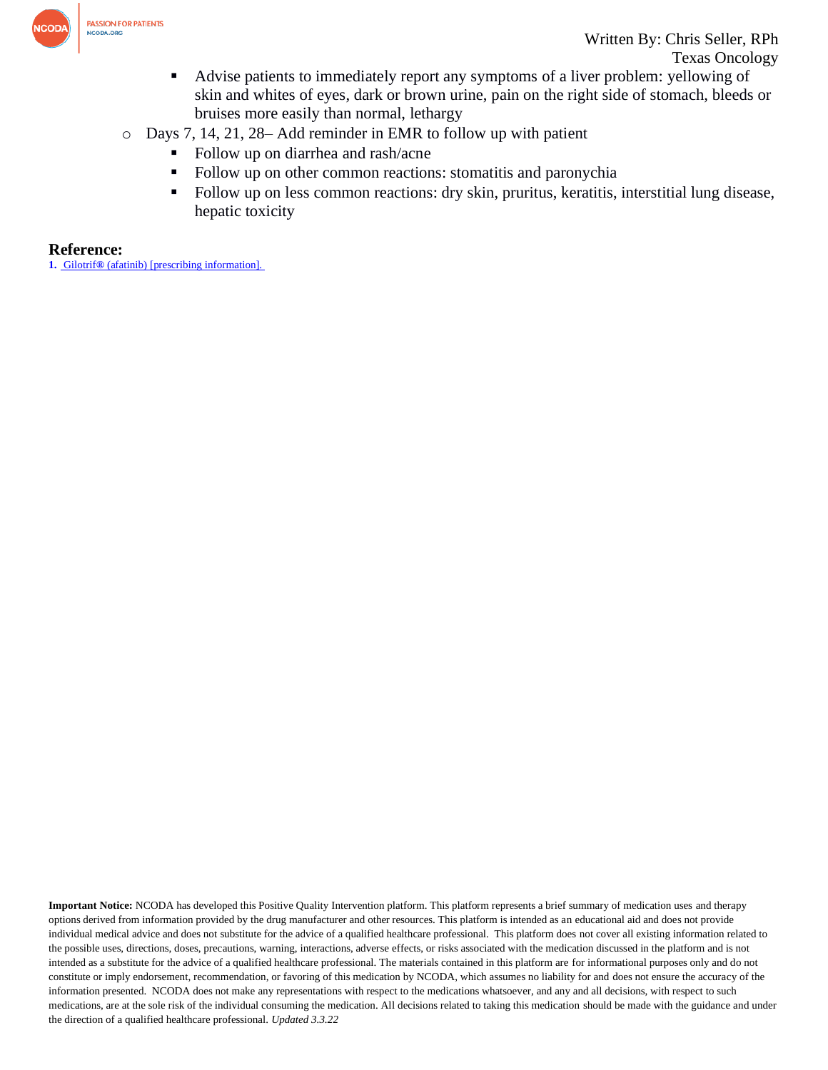- Advise patients to immediately report any symptoms of a liver problem: yellowing of skin and whites of eyes, dark or brown urine, pain on the right side of stomach, bleeds or bruises more easily than normal, lethargy
    - Days 7, 14, 21, 28– Add reminder in EMR to follow up with patient
        - Follow up on diarrhea and rash/acne
        - Follow up on other common reactions: stomatitis and paronychia
        - Follow up on less common reactions: dry skin, pruritus, keratitis, interstitial lung disease, hepatic toxicity

## Reference:

1. Gilotrif® (afatinib) [prescribing information].

**Important Notice:** NCODA has developed this Positive Quality Intervention platform. This platform represents a brief summary of medication uses and therapy options derived from information provided by the drug manufacturer and other resources. This platform is intended as an educational aid and does not provide individual medical advice and does not substitute for the advice of a qualified healthcare professional. This platform does not cover all existing information related to the possible uses, directions, doses, precautions, warning, interactions, adverse effects, or risks associated with the medication discussed in the platform and is not intended as a substitute for the advice of a qualified healthcare professional. The materials contained in this platform are for informational purposes only and do not constitute or imply endorsement, recommendation, or favoring of this medication by NCODA, which assumes no liability for and does not ensure the accuracy of the information presented. NCODA does not make any representations with respect to the medications whatsoever, and any and all decisions, with respect to such medications, are at the sole risk of the individual consuming the medication. All decisions related to taking this medication should be made with the guidance and under the direction of a qualified healthcare professional. *Updated 3.3.22*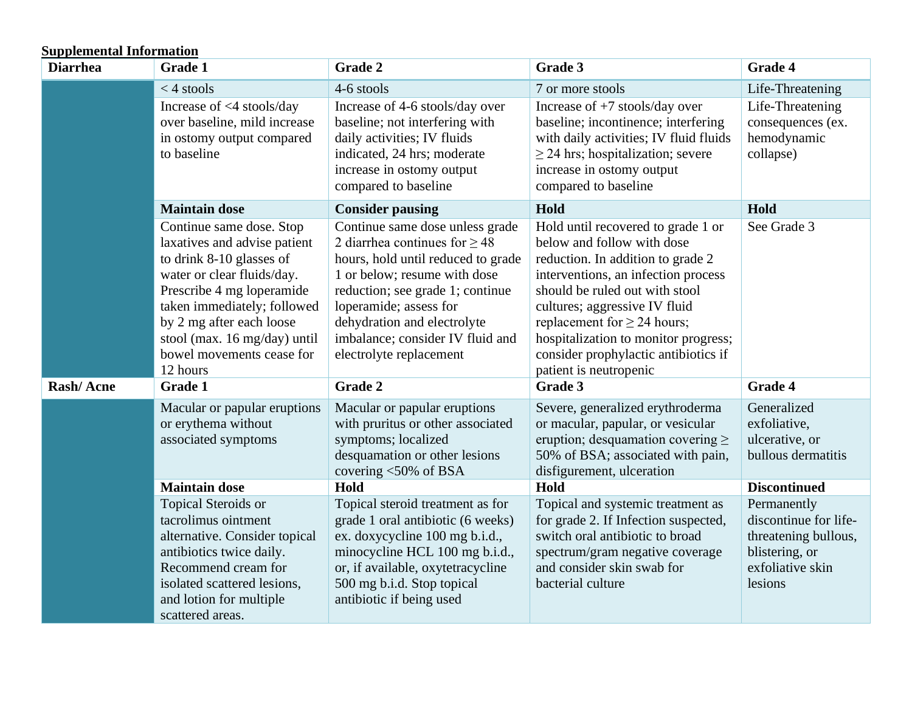**Supplemental Information**

| Diarrhea | Grade 1 | Grade 2 | Grade 3 | Grade 4 |
|---|---|---|---|---|
| | < 4 stools | 4-6 stools | 7 or more stools | Life-Threatening |
| | Increase of <4 stools/day over baseline, mild increase in ostomy output compared to baseline | Increase of 4-6 stools/day over baseline; not interfering with daily activities; IV fluids indicated, 24 hrs; moderate increase in ostomy output compared to baseline | Increase of +7 stools/day over baseline; incontinence; interfering with daily activities; IV fluid fluids ≥ 24 hrs; hospitalization; severe increase in ostomy output compared to baseline | Life-Threatening consequences (ex. hemodynamic collapse) |
| | **Maintain dose** | **Consider pausing** | **Hold** | **Hold** |
| | Continue same dose. Stop laxatives and advise patient to drink 8-10 glasses of water or clear fluids/day. Prescribe 4 mg loperamide taken immediately; followed by 2 mg after each loose stool (max. 16 mg/day) until bowel movements cease for 12 hours | Continue same dose unless grade 2 diarrhea continues for ≥ 48 hours, hold until reduced to grade 1 or below; resume with dose reduction; see grade 1; continue loperamide; assess for dehydration and electrolyte imbalance; consider IV fluid and electrolyte replacement | Hold until recovered to grade 1 or below and follow with dose reduction. In addition to grade 2 interventions, an infection process should be ruled out with stool cultures; aggressive IV fluid replacement for ≥ 24 hours; hospitalization to monitor progress; consider prophylactic antibiotics if patient is neutropenic | See Grade 3 |
| **Rash/ Acne** | **Grade 1** | **Grade 2** | **Grade 3** | **Grade 4** |
| | Macular or papular eruptions or erythema without associated symptoms | Macular or papular eruptions with pruritus or other associated symptoms; localized desquamation or other lesions covering <50% of BSA | Severe, generalized erythroderma or macular, papular, or vesicular eruption; desquamation covering ≥ 50% of BSA; associated with pain, disfigurement, ulceration | Generalized exfoliative, ulcerative, or bullous dermatitis |
| | **Maintain dose** | **Hold** | **Hold** | **Discontinued** |
| | Topical Steroids or tacrolimus ointment alternative. Consider topical antibiotics twice daily. Recommend cream for isolated scattered lesions, and lotion for multiple scattered areas. | Topical steroid treatment as for grade 1 oral antibiotic (6 weeks) ex. doxycycline 100 mg b.i.d., minocycline HCL 100 mg b.i.d., or, if available, oxytetracycline 500 mg b.i.d. Stop topical antibiotic if being used | Topical and systemic treatment as for grade 2. If Infection suspected, switch oral antibiotic to broad spectrum/gram negative coverage and consider skin swab for bacterial culture | Permanently discontinue for life-threatening bullous, blistering, or exfoliative skin lesions |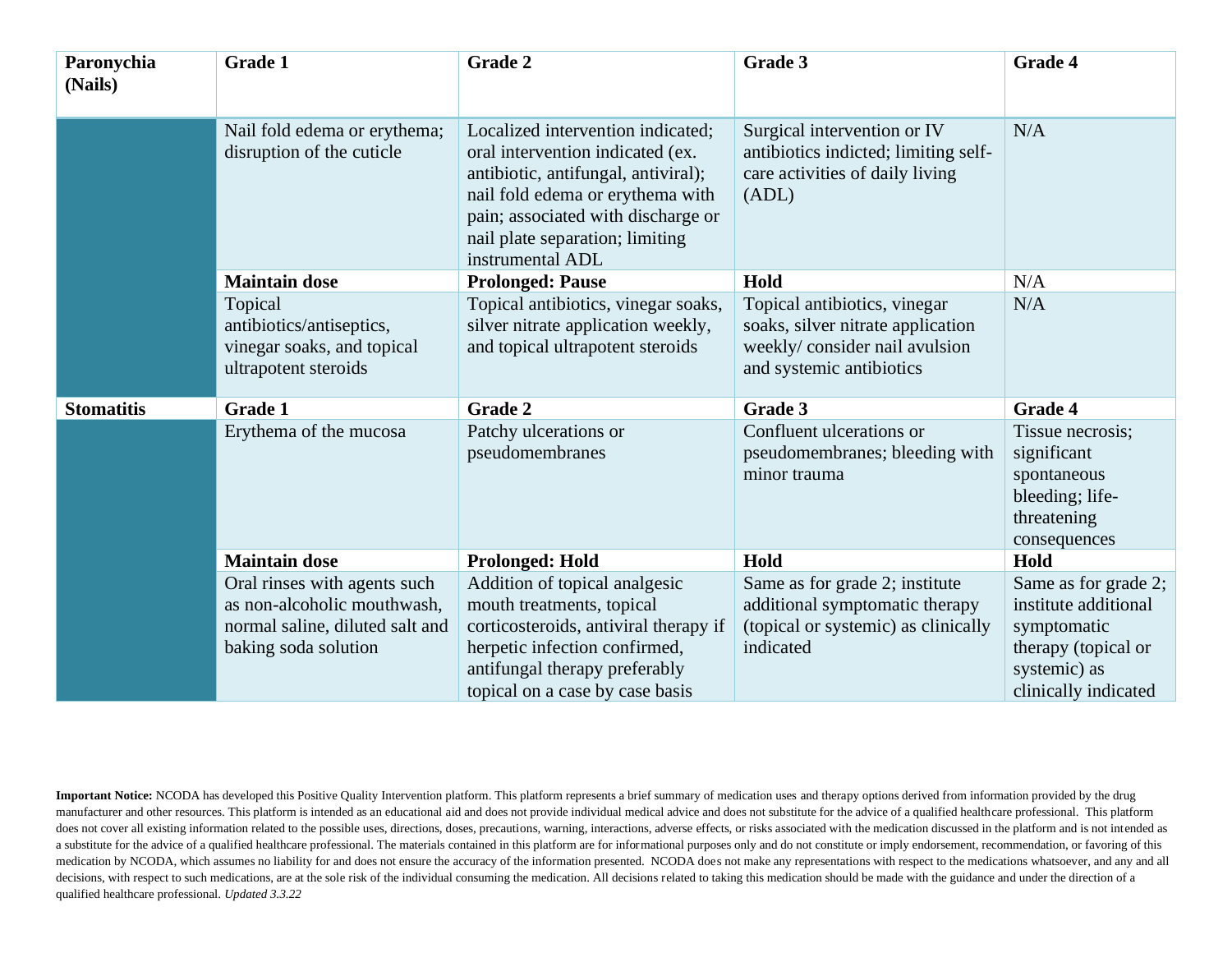| Paronychia (Nails) | Grade 1 | Grade 2 | Grade 3 | Grade 4 |
|---|---|---|---|---|
| | Nail fold edema or erythema; disruption of the cuticle | Localized intervention indicated; oral intervention indicated (ex. antibiotic, antifungal, antiviral); nail fold edema or erythema with pain; associated with discharge or nail plate separation; limiting instrumental ADL | Surgical intervention or IV antibiotics indicted; limiting self-care activities of daily living (ADL) | N/A |
| | **Maintain dose** | **Prolonged: Pause** | **Hold** | N/A |
| | Topical antibiotics/antiseptics, vinegar soaks, and topical ultrapotent steroids | Topical antibiotics, vinegar soaks, silver nitrate application weekly, and topical ultrapotent steroids | Topical antibiotics, vinegar soaks, silver nitrate application weekly/ consider nail avulsion and systemic antibiotics | N/A |
| **Stomatitis** | **Grade 1** | **Grade 2** | **Grade 3** | **Grade 4** |
| | Erythema of the mucosa | Patchy ulcerations or pseudomembranes | Confluent ulcerations or pseudomembranes; bleeding with minor trauma | Tissue necrosis; significant spontaneous bleeding; life-threatening consequences |
| | **Maintain dose** | **Prolonged: Hold** | **Hold** | **Hold** |
| | Oral rinses with agents such as non-alcoholic mouthwash, normal saline, diluted salt and baking soda solution | Addition of topical analgesic mouth treatments, topical corticosteroids, antiviral therapy if herpetic infection confirmed, antifungal therapy preferably topical on a case by case basis | Same as for grade 2; institute additional symptomatic therapy (topical or systemic) as clinically indicated | Same as for grade 2; institute additional symptomatic therapy (topical or systemic) as clinically indicated |

**Important Notice:** NCODA has developed this Positive Quality Intervention platform. This platform represents a brief summary of medication uses and therapy options derived from information provided by the drug manufacturer and other resources. This platform is intended as an educational aid and does not provide individual medical advice and does not substitute for the advice of a qualified healthcare professional. This platform does not cover all existing information related to the possible uses, directions, doses, precautions, warning, interactions, adverse effects, or risks associated with the medication discussed in the platform and is not intended as a substitute for the advice of a qualified healthcare professional. The materials contained in this platform are for informational purposes only and do not constitute or imply endorsement, recommendation, or favoring of this medication by NCODA, which assumes no liability for and does not ensure the accuracy of the information presented. NCODA does not make any representations with respect to the medications whatsoever, and any and all decisions, with respect to such medications, are at the sole risk of the individual consuming the medication. All decisions related to taking this medication should be made with the guidance and under the direction of a qualified healthcare professional. *Updated 3.3.22*